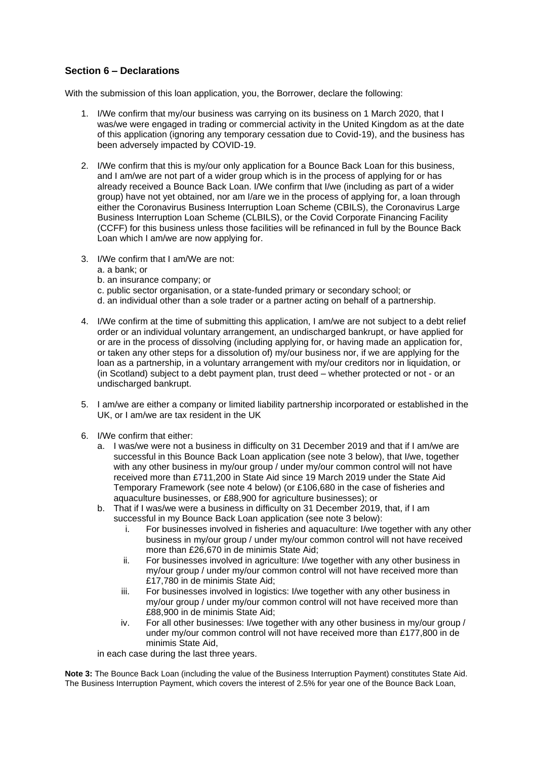## Section 6 – Declarations

With the submission of this loan application, you, the Borrower, declare the following:

1. I/We confirm that my/our business was carrying on its business on 1 March 2020, that I was/we were engaged in trading or commercial activity in the United Kingdom as at the date of this application (ignoring any temporary cessation due to Covid-19), and the business has been adversely impacted by COVID-19.

2. I/We confirm that this is my/our only application for a Bounce Back Loan for this business, and I am/we are not part of a wider group which is in the process of applying for or has already received a Bounce Back Loan. I/We confirm that I/we (including as part of a wider group) have not yet obtained, nor am I/are we in the process of applying for, a loan through either the Coronavirus Business Interruption Loan Scheme (CBILS), the Coronavirus Large Business Interruption Loan Scheme (CLBILS), or the Covid Corporate Financing Facility (CCFF) for this business unless those facilities will be refinanced in full by the Bounce Back Loan which I am/we are now applying for.

3. I/We confirm that I am/We are not:
   a. a bank; or
   b. an insurance company; or
   c. public sector organisation, or a state-funded primary or secondary school; or
   d. an individual other than a sole trader or a partner acting on behalf of a partnership.

4. I/We confirm at the time of submitting this application, I am/we are not subject to a debt relief order or an individual voluntary arrangement, an undischarged bankrupt, or have applied for or are in the process of dissolving (including applying for, or having made an application for, or taken any other steps for a dissolution of) my/our business nor, if we are applying for the loan as a partnership, in a voluntary arrangement with my/our creditors nor in liquidation, or (in Scotland) subject to a debt payment plan, trust deed – whether protected or not - or an undischarged bankrupt.

5. I am/we are either a company or limited liability partnership incorporated or established in the UK, or I am/we are tax resident in the UK

6. I/We confirm that either:
   a. I was/we were not a business in difficulty on 31 December 2019 and that if I am/we are successful in this Bounce Back Loan application (see note 3 below), that I/we, together with any other business in my/our group / under my/our common control will not have received more than £711,200 in State Aid since 19 March 2019 under the State Aid Temporary Framework (see note 4 below) (or £106,680 in the case of fisheries and aquaculture businesses, or £88,900 for agriculture businesses); or
   b. That if I was/we were a business in difficulty on 31 December 2019, that, if I am successful in my Bounce Back Loan application (see note 3 below):
      i. For businesses involved in fisheries and aquaculture: I/we together with any other business in my/our group / under my/our common control will not have received more than £26,670 in de minimis State Aid;
      ii. For businesses involved in agriculture: I/we together with any other business in my/our group / under my/our common control will not have received more than £17,780 in de minimis State Aid;
      iii. For businesses involved in logistics: I/we together with any other business in my/our group / under my/our common control will not have received more than £88,900 in de minimis State Aid;
      iv. For all other businesses: I/we together with any other business in my/our group / under my/our common control will not have received more than £177,800 in de minimis State Aid,

   in each case during the last three years.

**Note 3:** The Bounce Back Loan (including the value of the Business Interruption Payment) constitutes State Aid. The Business Interruption Payment, which covers the interest of 2.5% for year one of the Bounce Back Loan,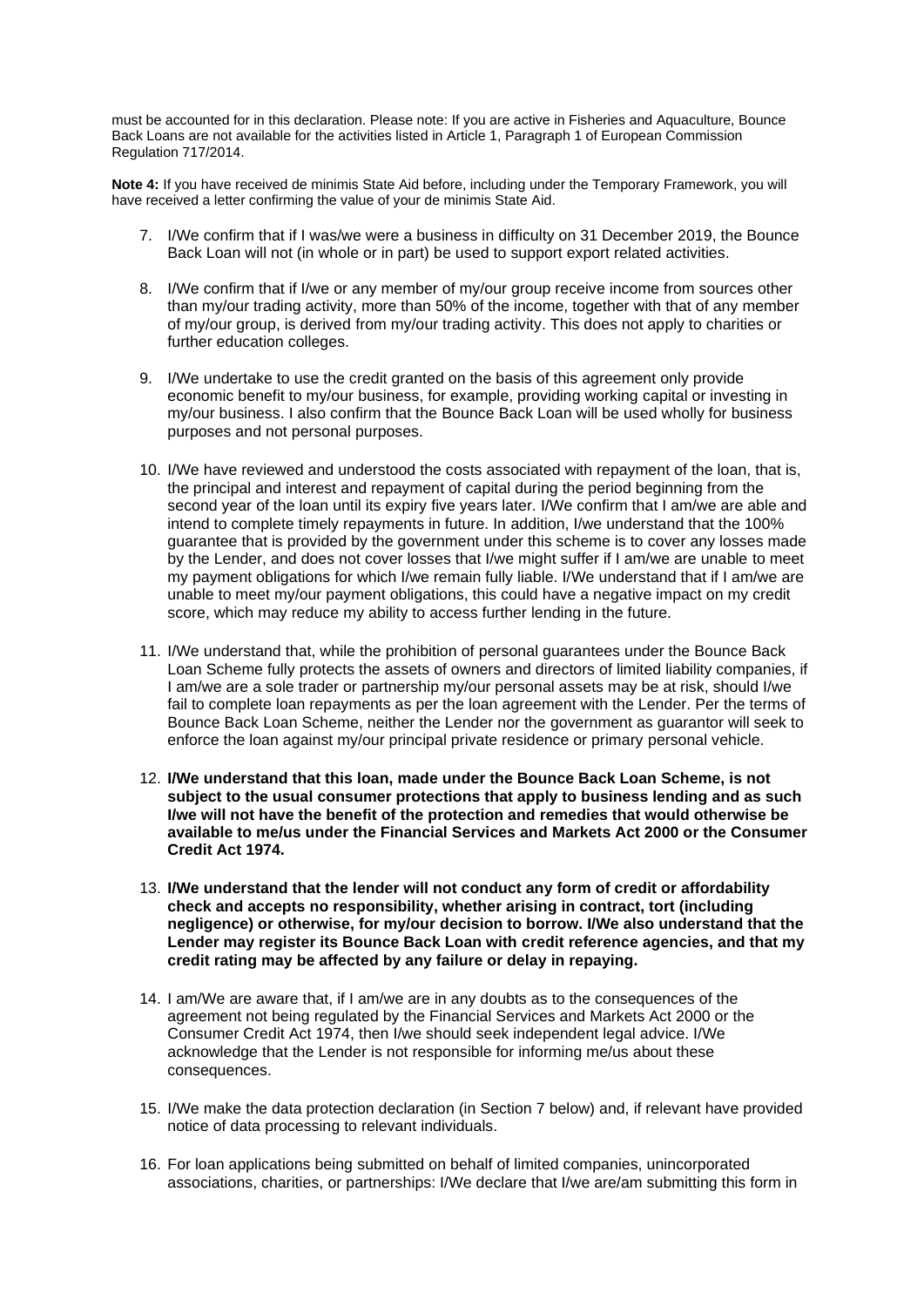must be accounted for in this declaration. Please note: If you are active in Fisheries and Aquaculture, Bounce Back Loans are not available for the activities listed in Article 1, Paragraph 1 of European Commission Regulation 717/2014.

**Note 4:** If you have received de minimis State Aid before, including under the Temporary Framework, you will have received a letter confirming the value of your de minimis State Aid.

7. I/We confirm that if I was/we were a business in difficulty on 31 December 2019, the Bounce Back Loan will not (in whole or in part) be used to support export related activities.

8. I/We confirm that if I/we or any member of my/our group receive income from sources other than my/our trading activity, more than 50% of the income, together with that of any member of my/our group, is derived from my/our trading activity. This does not apply to charities or further education colleges.

9. I/We undertake to use the credit granted on the basis of this agreement only provide economic benefit to my/our business, for example, providing working capital or investing in my/our business. I also confirm that the Bounce Back Loan will be used wholly for business purposes and not personal purposes.

10. I/We have reviewed and understood the costs associated with repayment of the loan, that is, the principal and interest and repayment of capital during the period beginning from the second year of the loan until its expiry five years later. I/We confirm that I am/we are able and intend to complete timely repayments in future. In addition, I/we understand that the 100% guarantee that is provided by the government under this scheme is to cover any losses made by the Lender, and does not cover losses that I/we might suffer if I am/we are unable to meet my payment obligations for which I/we remain fully liable. I/We understand that if I am/we are unable to meet my/our payment obligations, this could have a negative impact on my credit score, which may reduce my ability to access further lending in the future.

11. I/We understand that, while the prohibition of personal guarantees under the Bounce Back Loan Scheme fully protects the assets of owners and directors of limited liability companies, if I am/we are a sole trader or partnership my/our personal assets may be at risk, should I/we fail to complete loan repayments as per the loan agreement with the Lender. Per the terms of Bounce Back Loan Scheme, neither the Lender nor the government as guarantor will seek to enforce the loan against my/our principal private residence or primary personal vehicle.

12. **I/We understand that this loan, made under the Bounce Back Loan Scheme, is not subject to the usual consumer protections that apply to business lending and as such I/we will not have the benefit of the protection and remedies that would otherwise be available to me/us under the Financial Services and Markets Act 2000 or the Consumer Credit Act 1974.**

13. **I/We understand that the lender will not conduct any form of credit or affordability check and accepts no responsibility, whether arising in contract, tort (including negligence) or otherwise, for my/our decision to borrow. I/We also understand that the Lender may register its Bounce Back Loan with credit reference agencies, and that my credit rating may be affected by any failure or delay in repaying.**

14. I am/We are aware that, if I am/we are in any doubts as to the consequences of the agreement not being regulated by the Financial Services and Markets Act 2000 or the Consumer Credit Act 1974, then I/we should seek independent legal advice. I/We acknowledge that the Lender is not responsible for informing me/us about these consequences.

15. I/We make the data protection declaration (in Section 7 below) and, if relevant have provided notice of data processing to relevant individuals.

16. For loan applications being submitted on behalf of limited companies, unincorporated associations, charities, or partnerships: I/We declare that I/we are/am submitting this form in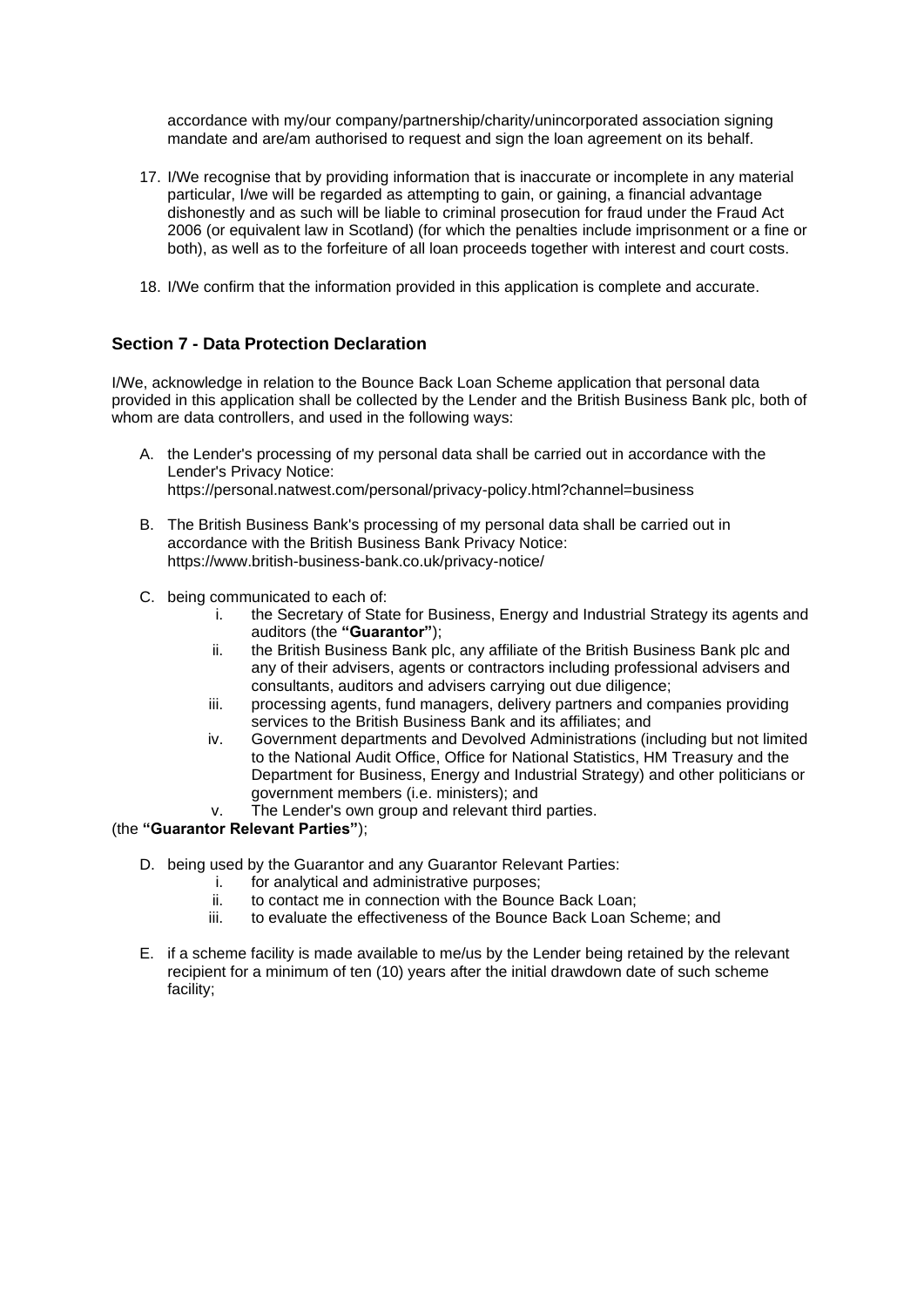accordance with my/our company/partnership/charity/unincorporated association signing mandate and are/am authorised to request and sign the loan agreement on its behalf.

17. I/We recognise that by providing information that is inaccurate or incomplete in any material particular, I/we will be regarded as attempting to gain, or gaining, a financial advantage dishonestly and as such will be liable to criminal prosecution for fraud under the Fraud Act 2006 (or equivalent law in Scotland) (for which the penalties include imprisonment or a fine or both), as well as to the forfeiture of all loan proceeds together with interest and court costs.

18. I/We confirm that the information provided in this application is complete and accurate.

### Section 7 - Data Protection Declaration

I/We, acknowledge in relation to the Bounce Back Loan Scheme application that personal data provided in this application shall be collected by the Lender and the British Business Bank plc, both of whom are data controllers, and used in the following ways:

A. the Lender's processing of my personal data shall be carried out in accordance with the Lender's Privacy Notice: https://personal.natwest.com/personal/privacy-policy.html?channel=business

B. The British Business Bank's processing of my personal data shall be carried out in accordance with the British Business Bank Privacy Notice: https://www.british-business-bank.co.uk/privacy-notice/

C. being communicated to each of:
   i. the Secretary of State for Business, Energy and Industrial Strategy its agents and auditors (the **"Guarantor"**);
   ii. the British Business Bank plc, any affiliate of the British Business Bank plc and any of their advisers, agents or contractors including professional advisers and consultants, auditors and advisers carrying out due diligence;
   iii. processing agents, fund managers, delivery partners and companies providing services to the British Business Bank and its affiliates; and
   iv. Government departments and Devolved Administrations (including but not limited to the National Audit Office, Office for National Statistics, HM Treasury and the Department for Business, Energy and Industrial Strategy) and other politicians or government members (i.e. ministers); and
   v. The Lender's own group and relevant third parties.

(the **"Guarantor Relevant Parties"**);

D. being used by the Guarantor and any Guarantor Relevant Parties:
   i. for analytical and administrative purposes;
   ii. to contact me in connection with the Bounce Back Loan;
   iii. to evaluate the effectiveness of the Bounce Back Loan Scheme; and

E. if a scheme facility is made available to me/us by the Lender being retained by the relevant recipient for a minimum of ten (10) years after the initial drawdown date of such scheme facility;